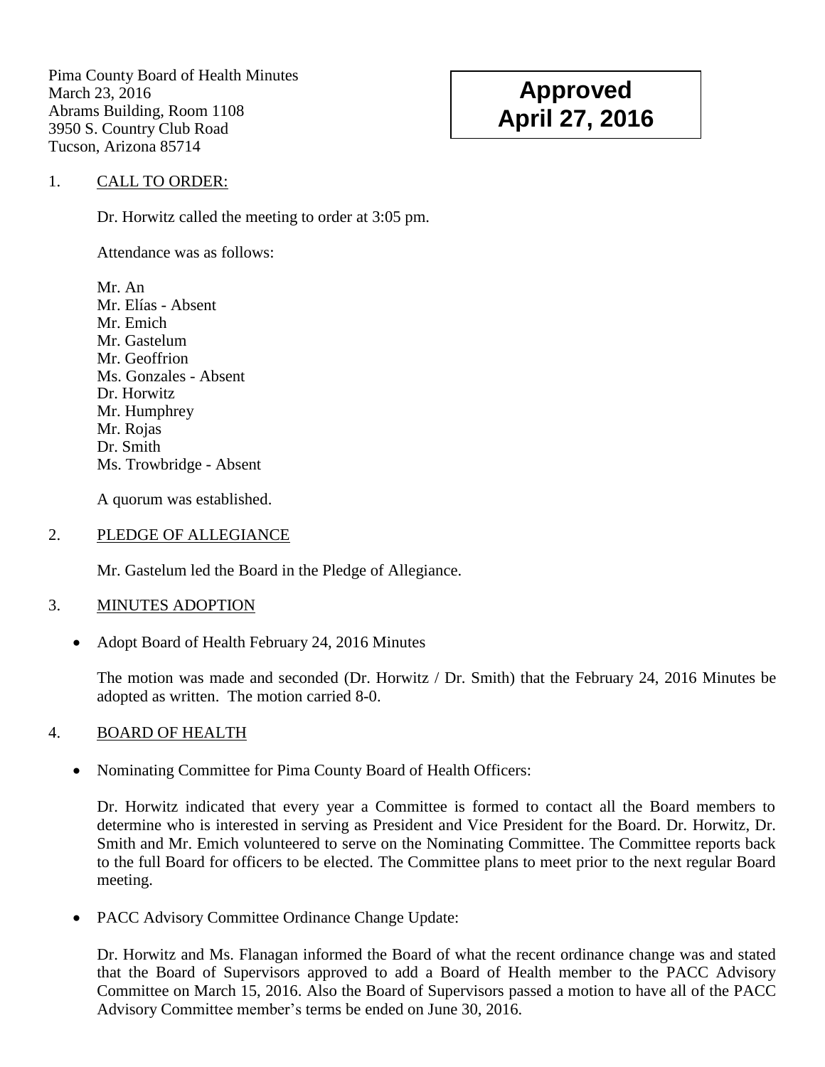Pima County Board of Health Minutes
March 23, 2016
Abrams Building, Room 1108
3950 S. Country Club Road
Tucson, Arizona 85714

**Approved**
**April 27, 2016**

1. CALL TO ORDER:

Dr. Horwitz called the meeting to order at 3:05 pm.

Attendance was as follows:

Mr. An
Mr. Elías - Absent
Mr. Emich
Mr. Gastelum
Mr. Geoffrion
Ms. Gonzales - Absent
Dr. Horwitz
Mr. Humphrey
Mr. Rojas
Dr. Smith
Ms. Trowbridge - Absent

A quorum was established.

2. PLEDGE OF ALLEGIANCE

Mr. Gastelum led the Board in the Pledge of Allegiance.

3. MINUTES ADOPTION

- Adopt Board of Health February 24, 2016 Minutes

The motion was made and seconded (Dr. Horwitz / Dr. Smith) that the February 24, 2016 Minutes be adopted as written. The motion carried 8-0.

4. BOARD OF HEALTH

- Nominating Committee for Pima County Board of Health Officers:

Dr. Horwitz indicated that every year a Committee is formed to contact all the Board members to determine who is interested in serving as President and Vice President for the Board. Dr. Horwitz, Dr. Smith and Mr. Emich volunteered to serve on the Nominating Committee. The Committee reports back to the full Board for officers to be elected. The Committee plans to meet prior to the next regular Board meeting.

- PACC Advisory Committee Ordinance Change Update:

Dr. Horwitz and Ms. Flanagan informed the Board of what the recent ordinance change was and stated that the Board of Supervisors approved to add a Board of Health member to the PACC Advisory Committee on March 15, 2016. Also the Board of Supervisors passed a motion to have all of the PACC Advisory Committee member's terms be ended on June 30, 2016.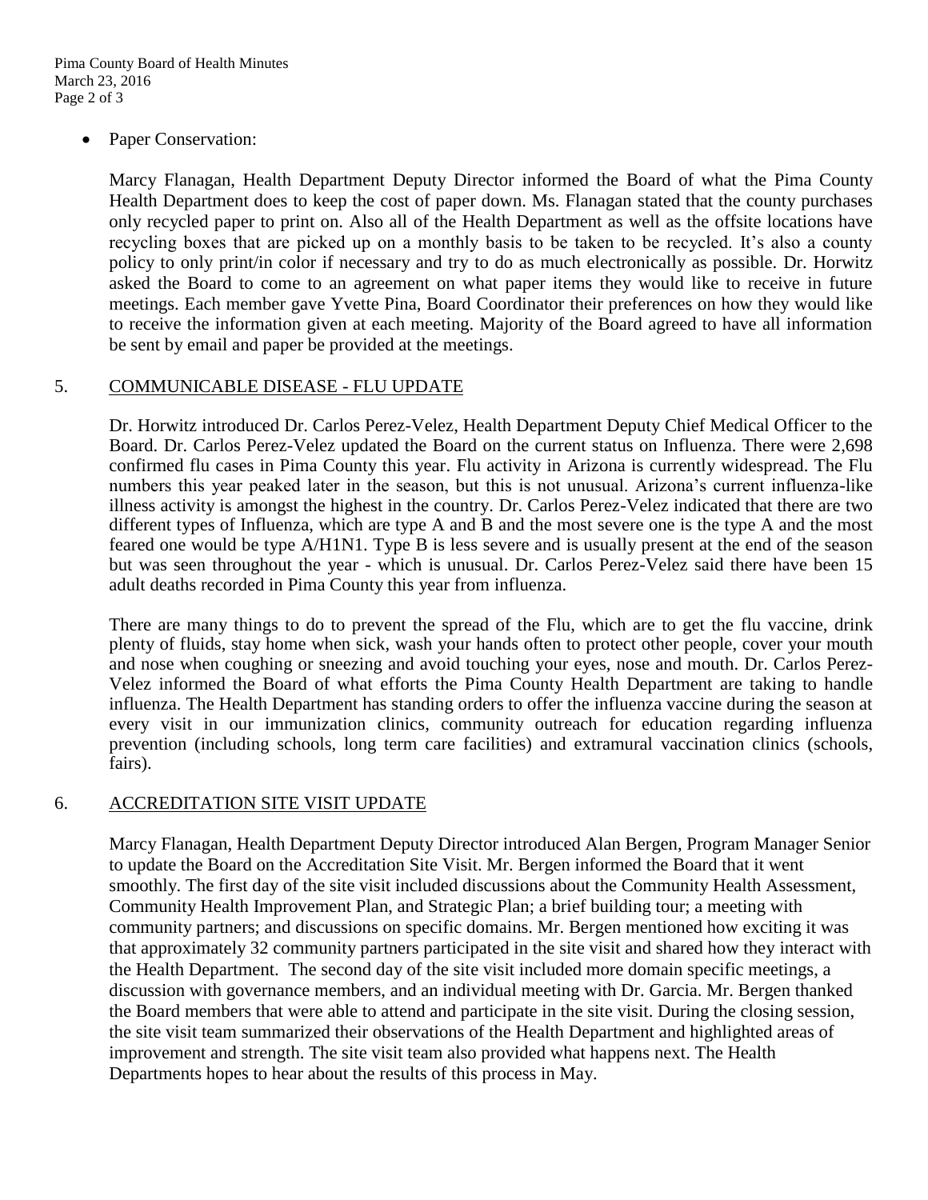- Paper Conservation:

  Marcy Flanagan, Health Department Deputy Director informed the Board of what the Pima County Health Department does to keep the cost of paper down. Ms. Flanagan stated that the county purchases only recycled paper to print on. Also all of the Health Department as well as the offsite locations have recycling boxes that are picked up on a monthly basis to be taken to be recycled. It's also a county policy to only print/in color if necessary and try to do as much electronically as possible. Dr. Horwitz asked the Board to come to an agreement on what paper items they would like to receive in future meetings. Each member gave Yvette Pina, Board Coordinator their preferences on how they would like to receive the information given at each meeting. Majority of the Board agreed to have all information be sent by email and paper be provided at the meetings.

5. COMMUNICABLE DISEASE - FLU UPDATE

   Dr. Horwitz introduced Dr. Carlos Perez-Velez, Health Department Deputy Chief Medical Officer to the Board. Dr. Carlos Perez-Velez updated the Board on the current status on Influenza. There were 2,698 confirmed flu cases in Pima County this year. Flu activity in Arizona is currently widespread. The Flu numbers this year peaked later in the season, but this is not unusual. Arizona's current influenza-like illness activity is amongst the highest in the country. Dr. Carlos Perez-Velez indicated that there are two different types of Influenza, which are type A and B and the most severe one is the type A and the most feared one would be type A/H1N1. Type B is less severe and is usually present at the end of the season but was seen throughout the year - which is unusual. Dr. Carlos Perez-Velez said there have been 15 adult deaths recorded in Pima County this year from influenza.

   There are many things to do to prevent the spread of the Flu, which are to get the flu vaccine, drink plenty of fluids, stay home when sick, wash your hands often to protect other people, cover your mouth and nose when coughing or sneezing and avoid touching your eyes, nose and mouth. Dr. Carlos Perez-Velez informed the Board of what efforts the Pima County Health Department are taking to handle influenza. The Health Department has standing orders to offer the influenza vaccine during the season at every visit in our immunization clinics, community outreach for education regarding influenza prevention (including schools, long term care facilities) and extramural vaccination clinics (schools, fairs).

6. ACCREDITATION SITE VISIT UPDATE

   Marcy Flanagan, Health Department Deputy Director introduced Alan Bergen, Program Manager Senior to update the Board on the Accreditation Site Visit. Mr. Bergen informed the Board that it went smoothly. The first day of the site visit included discussions about the Community Health Assessment, Community Health Improvement Plan, and Strategic Plan; a brief building tour; a meeting with community partners; and discussions on specific domains. Mr. Bergen mentioned how exciting it was that approximately 32 community partners participated in the site visit and shared how they interact with the Health Department. The second day of the site visit included more domain specific meetings, a discussion with governance members, and an individual meeting with Dr. Garcia. Mr. Bergen thanked the Board members that were able to attend and participate in the site visit. During the closing session, the site visit team summarized their observations of the Health Department and highlighted areas of improvement and strength. The site visit team also provided what happens next. The Health Departments hopes to hear about the results of this process in May.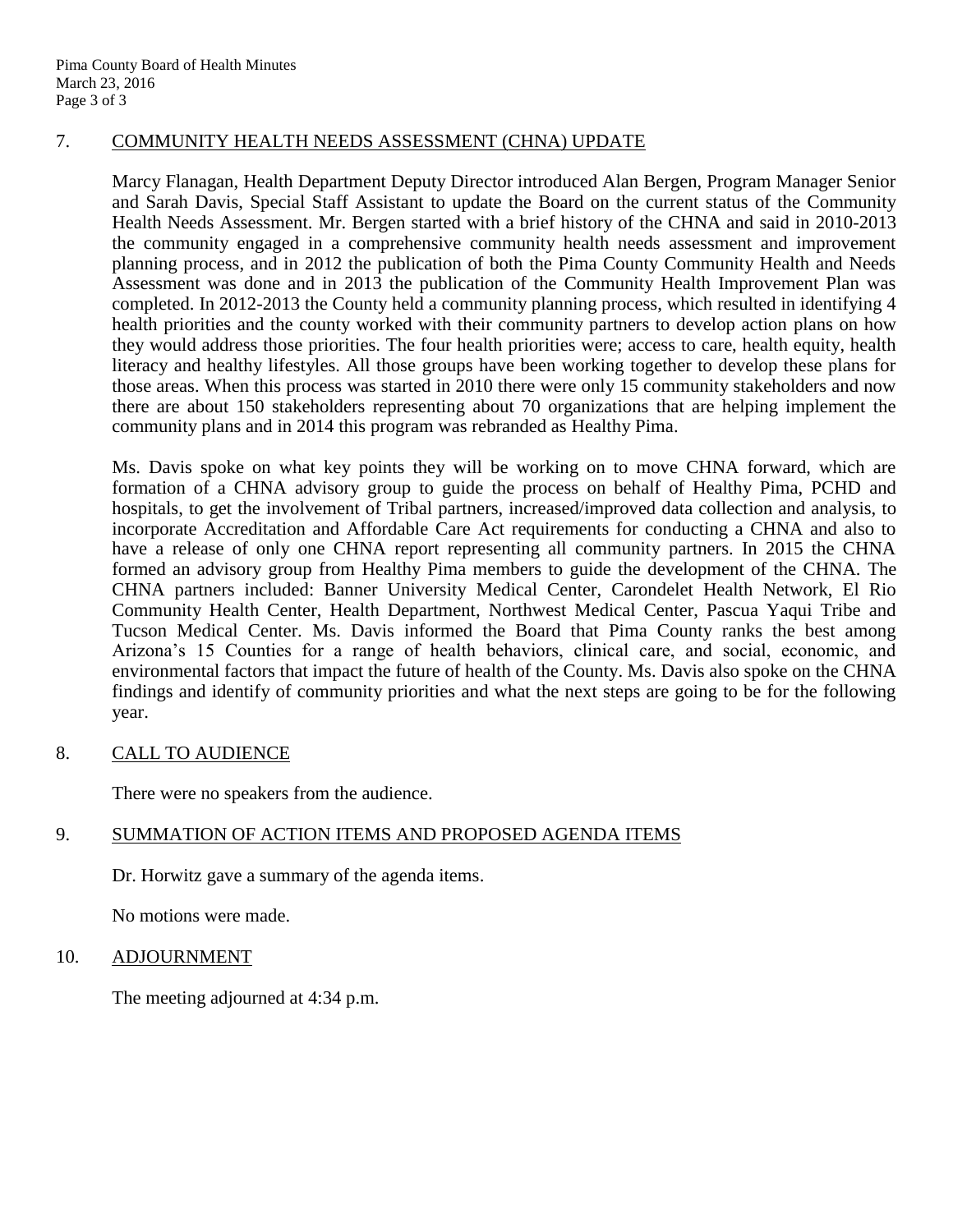7. COMMUNITY HEALTH NEEDS ASSESSMENT (CHNA) UPDATE

Marcy Flanagan, Health Department Deputy Director introduced Alan Bergen, Program Manager Senior and Sarah Davis, Special Staff Assistant to update the Board on the current status of the Community Health Needs Assessment. Mr. Bergen started with a brief history of the CHNA and said in 2010-2013 the community engaged in a comprehensive community health needs assessment and improvement planning process, and in 2012 the publication of both the Pima County Community Health and Needs Assessment was done and in 2013 the publication of the Community Health Improvement Plan was completed. In 2012-2013 the County held a community planning process, which resulted in identifying 4 health priorities and the county worked with their community partners to develop action plans on how they would address those priorities. The four health priorities were; access to care, health equity, health literacy and healthy lifestyles. All those groups have been working together to develop these plans for those areas. When this process was started in 2010 there were only 15 community stakeholders and now there are about 150 stakeholders representing about 70 organizations that are helping implement the community plans and in 2014 this program was rebranded as Healthy Pima.

Ms. Davis spoke on what key points they will be working on to move CHNA forward, which are formation of a CHNA advisory group to guide the process on behalf of Healthy Pima, PCHD and hospitals, to get the involvement of Tribal partners, increased/improved data collection and analysis, to incorporate Accreditation and Affordable Care Act requirements for conducting a CHNA and also to have a release of only one CHNA report representing all community partners. In 2015 the CHNA formed an advisory group from Healthy Pima members to guide the development of the CHNA. The CHNA partners included: Banner University Medical Center, Carondelet Health Network, El Rio Community Health Center, Health Department, Northwest Medical Center, Pascua Yaqui Tribe and Tucson Medical Center. Ms. Davis informed the Board that Pima County ranks the best among Arizona's 15 Counties for a range of health behaviors, clinical care, and social, economic, and environmental factors that impact the future of health of the County. Ms. Davis also spoke on the CHNA findings and identify of community priorities and what the next steps are going to be for the following year.

8. CALL TO AUDIENCE

There were no speakers from the audience.

9. SUMMATION OF ACTION ITEMS AND PROPOSED AGENDA ITEMS

Dr. Horwitz gave a summary of the agenda items.

No motions were made.

10. ADJOURNMENT

The meeting adjourned at 4:34 p.m.